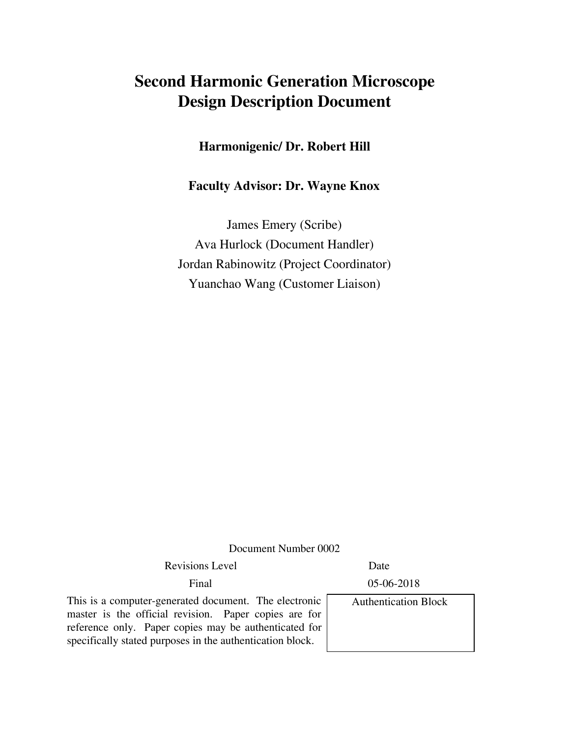# Second Harmonic Generation Microscope Design Description Document

**Harmonigenic/ Dr. Robert Hill**

**Faculty Advisor: Dr. Wayne Knox**

James Emery (Scribe)
Ava Hurlock (Document Handler)
Jordan Rabinowitz (Project Coordinator)
Yuanchao Wang (Customer Liaison)

Document Number 0002

| Revisions Level | Date |
| --- | --- |
| Final | 05-06-2018 |

This is a computer-generated document. The electronic master is the official revision. Paper copies are for reference only. Paper copies may be authenticated for specifically stated purposes in the authentication block.

| Authentication Block |
| --- |
| |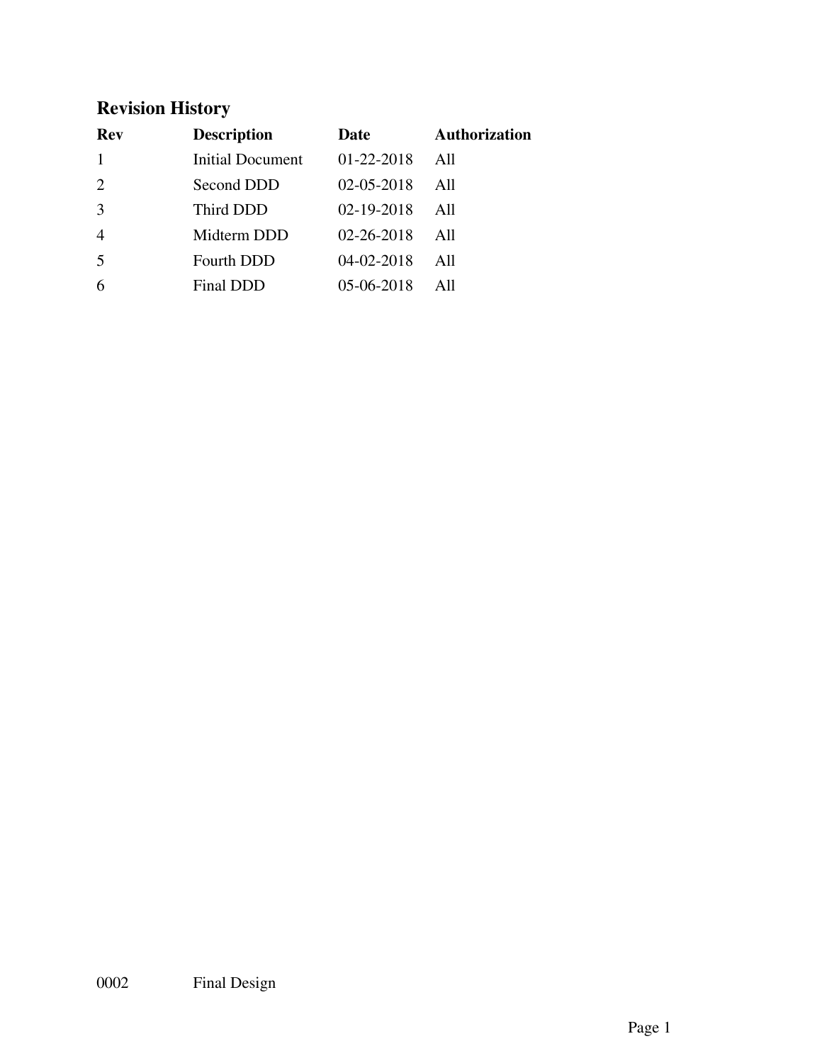## Revision History

| Rev | Description | Date | Authorization |
| --- | --- | --- | --- |
| 1 | Initial Document | 01-22-2018 | All |
| 2 | Second DDD | 02-05-2018 | All |
| 3 | Third DDD | 02-19-2018 | All |
| 4 | Midterm DDD | 02-26-2018 | All |
| 5 | Fourth DDD | 04-02-2018 | All |
| 6 | Final DDD | 05-06-2018 | All |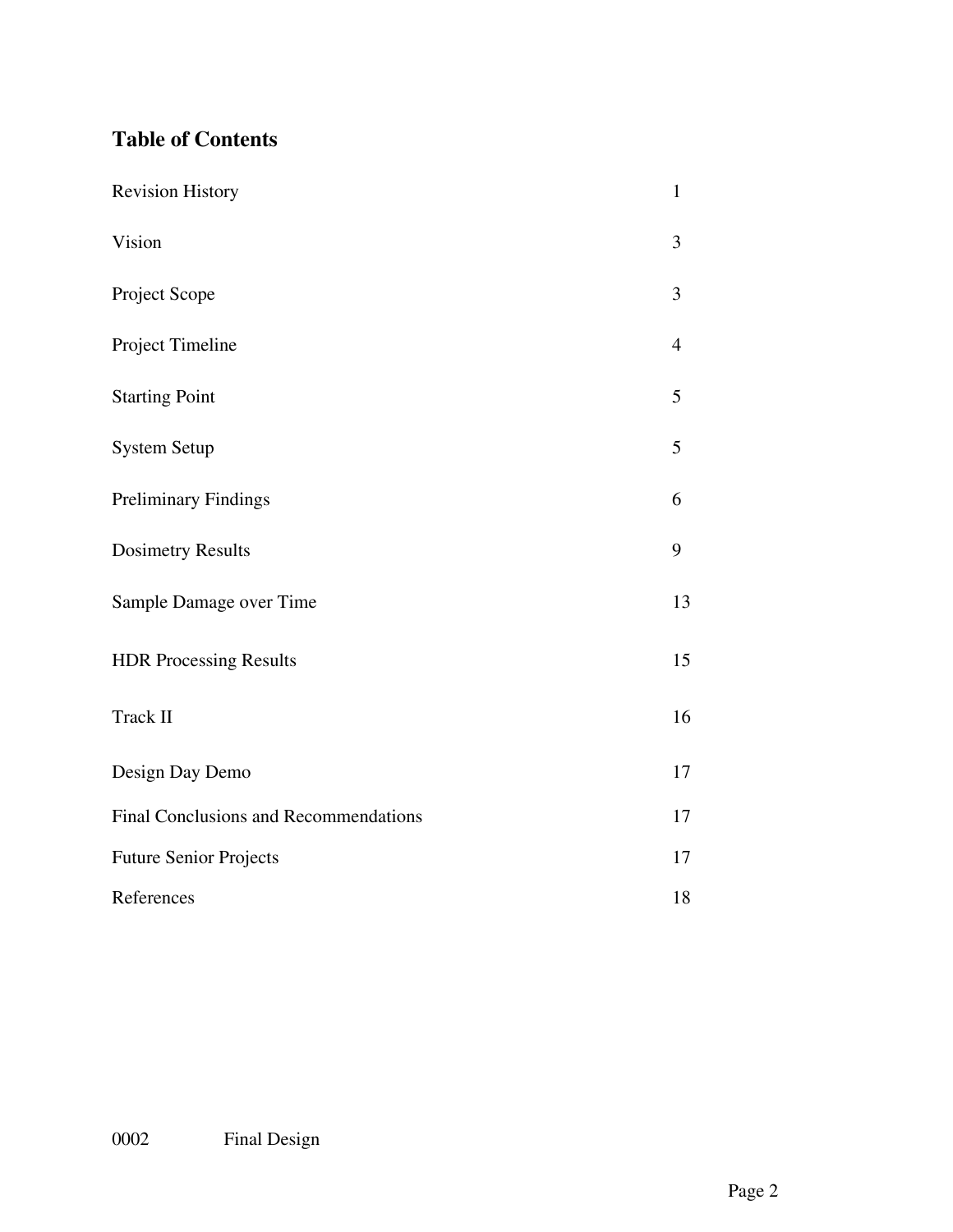## Table of Contents

| | |
|---|---|
| Revision History | 1 |
| Vision | 3 |
| Project Scope | 3 |
| Project Timeline | 4 |
| Starting Point | 5 |
| System Setup | 5 |
| Preliminary Findings | 6 |
| Dosimetry Results | 9 |
| Sample Damage over Time | 13 |
| HDR Processing Results | 15 |
| Track II | 16 |
| Design Day Demo | 17 |
| Final Conclusions and Recommendations | 17 |
| Future Senior Projects | 17 |
| References | 18 |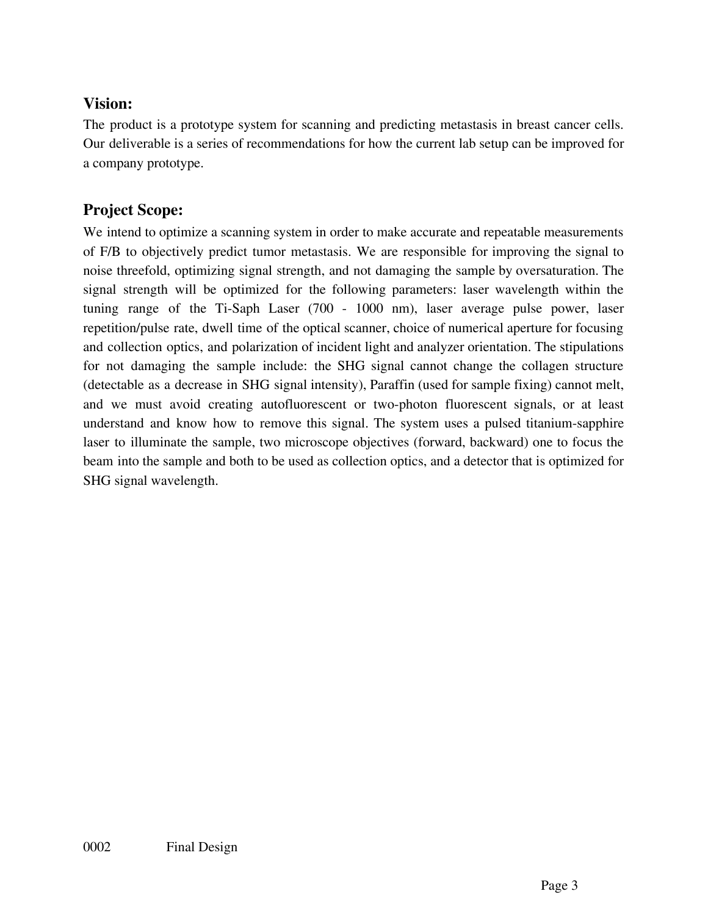## Vision:

The product is a prototype system for scanning and predicting metastasis in breast cancer cells. Our deliverable is a series of recommendations for how the current lab setup can be improved for a company prototype.

## Project Scope:

We intend to optimize a scanning system in order to make accurate and repeatable measurements of F/B to objectively predict tumor metastasis. We are responsible for improving the signal to noise threefold, optimizing signal strength, and not damaging the sample by oversaturation. The signal strength will be optimized for the following parameters: laser wavelength within the tuning range of the Ti-Saph Laser (700 - 1000 nm), laser average pulse power, laser repetition/pulse rate, dwell time of the optical scanner, choice of numerical aperture for focusing and collection optics, and polarization of incident light and analyzer orientation. The stipulations for not damaging the sample include: the SHG signal cannot change the collagen structure (detectable as a decrease in SHG signal intensity), Paraffin (used for sample fixing) cannot melt, and we must avoid creating autofluorescent or two-photon fluorescent signals, or at least understand and know how to remove this signal. The system uses a pulsed titanium-sapphire laser to illuminate the sample, two microscope objectives (forward, backward) one to focus the beam into the sample and both to be used as collection optics, and a detector that is optimized for SHG signal wavelength.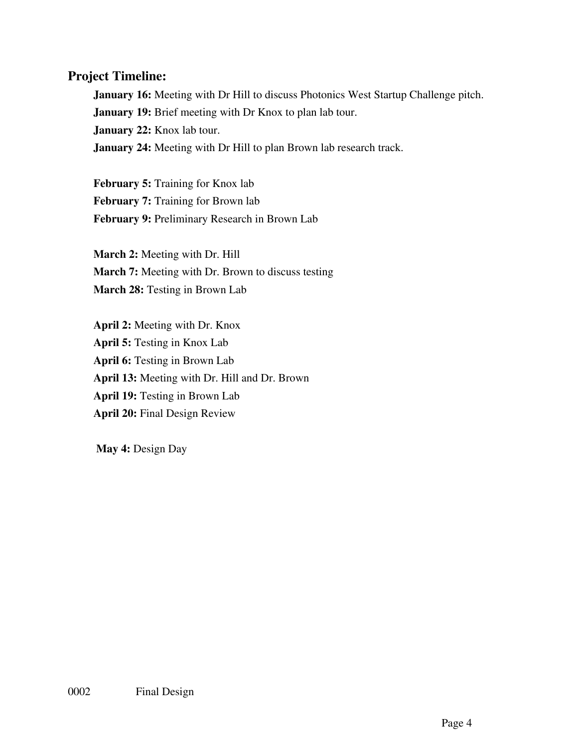## Project Timeline:

**January 16:** Meeting with Dr Hill to discuss Photonics West Startup Challenge pitch.
**January 19:** Brief meeting with Dr Knox to plan lab tour.
**January 22:** Knox lab tour.
**January 24:** Meeting with Dr Hill to plan Brown lab research track.

**February 5:** Training for Knox lab
**February 7:** Training for Brown lab
**February 9:** Preliminary Research in Brown Lab

**March 2:** Meeting with Dr. Hill
**March 7:** Meeting with Dr. Brown to discuss testing
**March 28:** Testing in Brown Lab

**April 2:** Meeting with Dr. Knox
**April 5:** Testing in Knox Lab
**April 6:** Testing in Brown Lab
**April 13:** Meeting with Dr. Hill and Dr. Brown
**April 19:** Testing in Brown Lab
**April 20:** Final Design Review

**May 4:** Design Day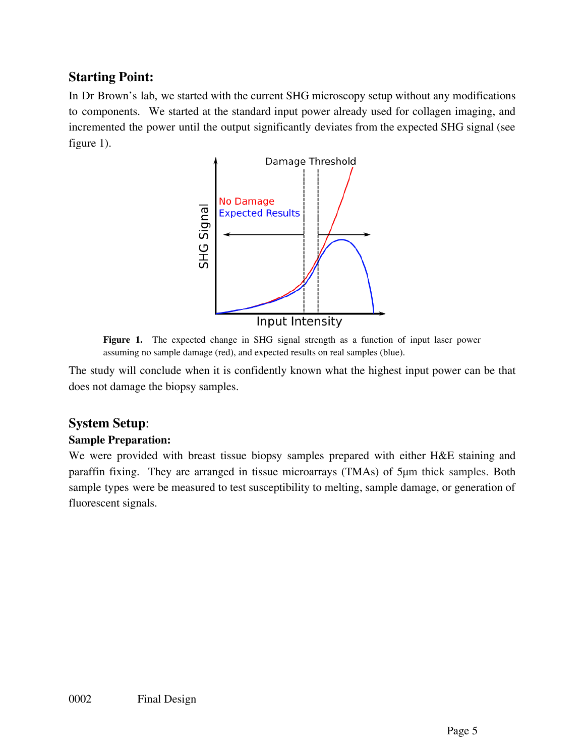## Starting Point:

In Dr Brown's lab, we started with the current SHG microscopy setup without any modifications to components. We started at the standard input power already used for collagen imaging, and incremented the power until the output significantly deviates from the expected SHG signal (see figure 1).

**Figure 1.** The expected change in SHG signal strength as a function of input laser power assuming no sample damage (red), and expected results on real samples (blue).

The study will conclude when it is confidently known what the highest input power can be that does not damage the biopsy samples.

## System Setup:

### Sample Preparation:

We were provided with breast tissue biopsy samples prepared with either H&E staining and paraffin fixing. They are arranged in tissue microarrays (TMAs) of 5μm thick samples. Both sample types were be measured to test susceptibility to melting, sample damage, or generation of fluorescent signals.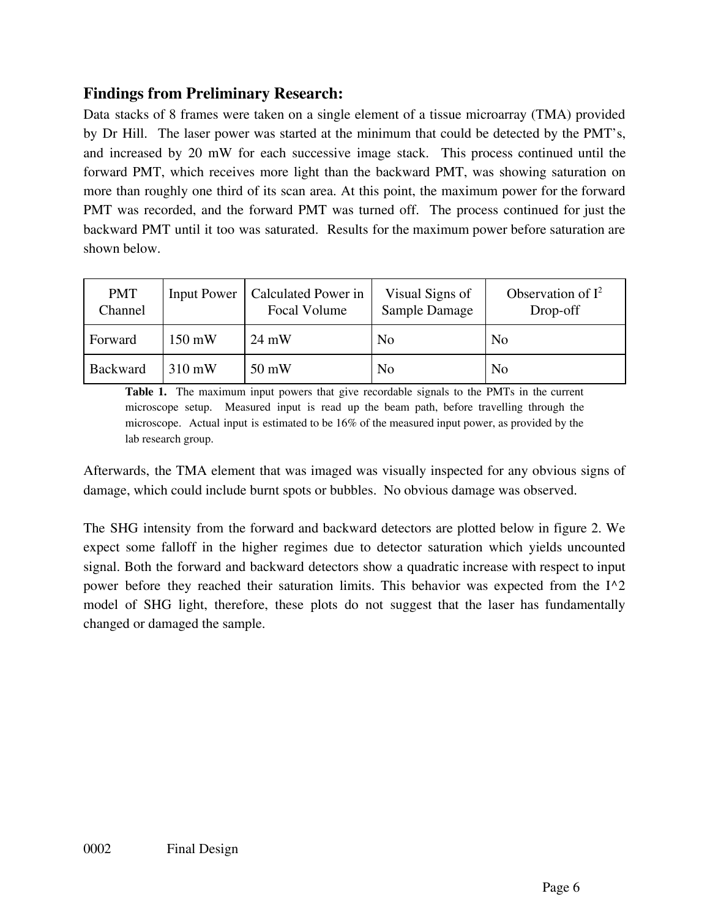## Findings from Preliminary Research:

Data stacks of 8 frames were taken on a single element of a tissue microarray (TMA) provided by Dr Hill. The laser power was started at the minimum that could be detected by the PMT's, and increased by 20 mW for each successive image stack. This process continued until the forward PMT, which receives more light than the backward PMT, was showing saturation on more than roughly one third of its scan area. At this point, the maximum power for the forward PMT was recorded, and the forward PMT was turned off. The process continued for just the backward PMT until it too was saturated. Results for the maximum power before saturation are shown below.

| PMT Channel | Input Power | Calculated Power in Focal Volume | Visual Signs of Sample Damage | Observation of $I^2$ Drop-off |
|---|---|---|---|---|
| Forward | 150 mW | 24 mW | No | No |
| Backward | 310 mW | 50 mW | No | No |

**Table 1.** The maximum input powers that give recordable signals to the PMTs in the current microscope setup. Measured input is read up the beam path, before travelling through the microscope. Actual input is estimated to be 16% of the measured input power, as provided by the lab research group.

Afterwards, the TMA element that was imaged was visually inspected for any obvious signs of damage, which could include burnt spots or bubbles. No obvious damage was observed.

The SHG intensity from the forward and backward detectors are plotted below in figure 2. We expect some falloff in the higher regimes due to detector saturation which yields uncounted signal. Both the forward and backward detectors show a quadratic increase with respect to input power before they reached their saturation limits. This behavior was expected from the I^2 model of SHG light, therefore, these plots do not suggest that the laser has fundamentally changed or damaged the sample.

0002 Final Design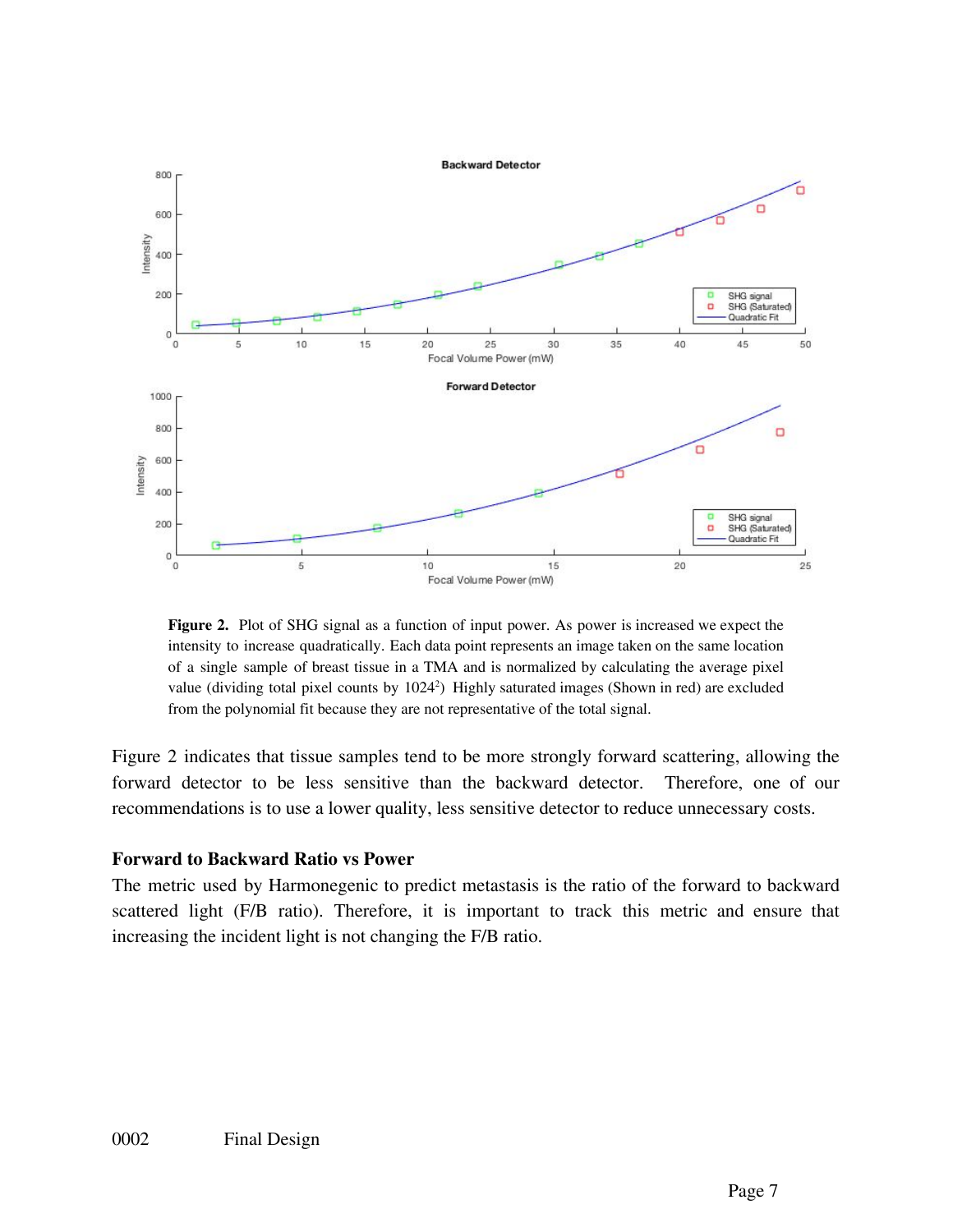**Figure 2.** Plot of SHG signal as a function of input power. As power is increased we expect the intensity to increase quadratically. Each data point represents an image taken on the same location of a single sample of breast tissue in a TMA and is normalized by calculating the average pixel value (dividing total pixel counts by $1024^2$) Highly saturated images (Shown in red) are excluded from the polynomial fit because they are not representative of the total signal.

Figure 2 indicates that tissue samples tend to be more strongly forward scattering, allowing the forward detector to be less sensitive than the backward detector. Therefore, one of our recommendations is to use a lower quality, less sensitive detector to reduce unnecessary costs.

### Forward to Backward Ratio vs Power

The metric used by Harmonegenic to predict metastasis is the ratio of the forward to backward scattered light (F/B ratio). Therefore, it is important to track this metric and ensure that increasing the incident light is not changing the F/B ratio.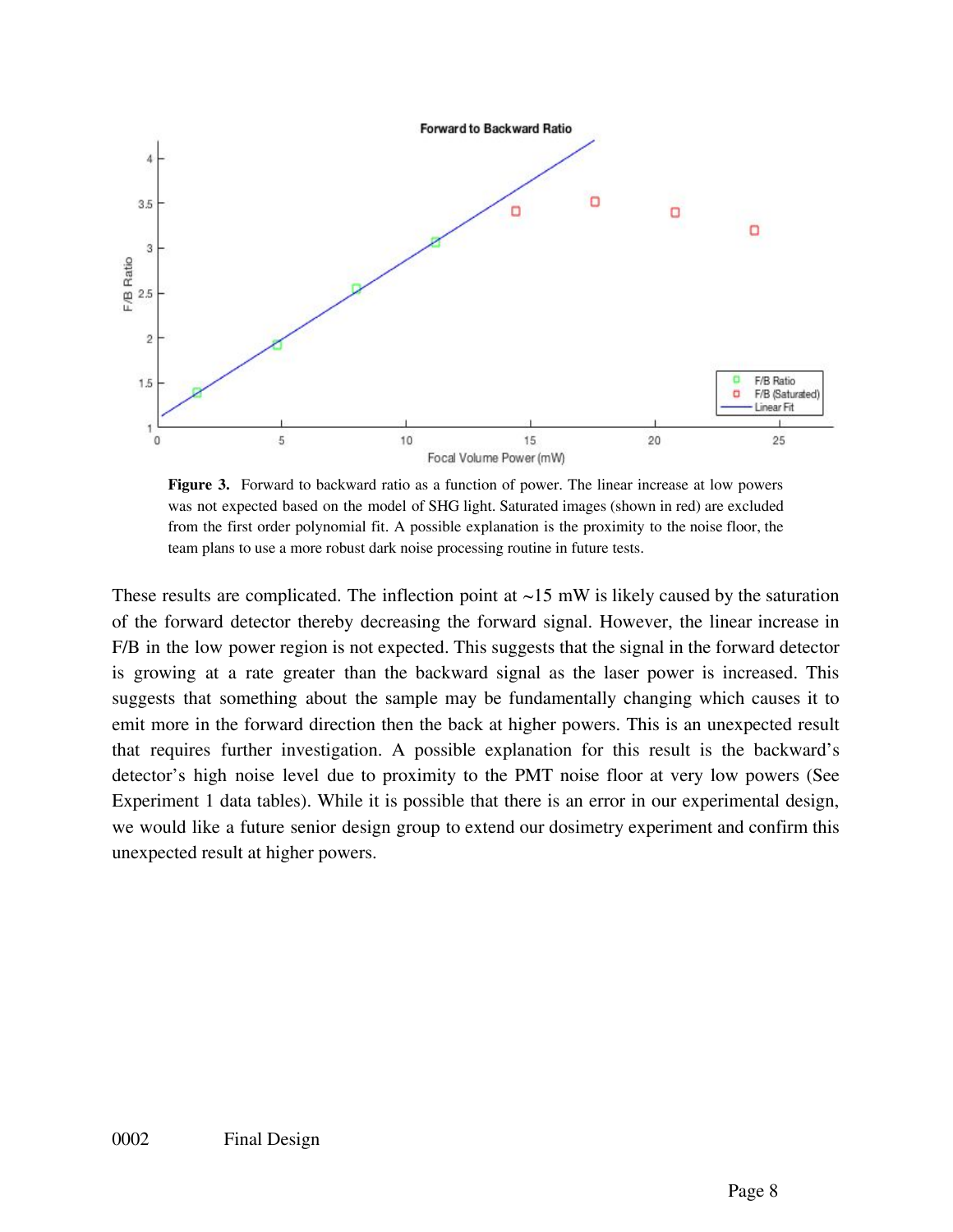**Figure 3.** Forward to backward ratio as a function of power. The linear increase at low powers was not expected based on the model of SHG light. Saturated images (shown in red) are excluded from the first order polynomial fit. A possible explanation is the proximity to the noise floor, the team plans to use a more robust dark noise processing routine in future tests.

These results are complicated. The inflection point at ~15 mW is likely caused by the saturation of the forward detector thereby decreasing the forward signal. However, the linear increase in F/B in the low power region is not expected. This suggests that the signal in the forward detector is growing at a rate greater than the backward signal as the laser power is increased. This suggests that something about the sample may be fundamentally changing which causes it to emit more in the forward direction then the back at higher powers. This is an unexpected result that requires further investigation. A possible explanation for this result is the backward's detector's high noise level due to proximity to the PMT noise floor at very low powers (See Experiment 1 data tables). While it is possible that there is an error in our experimental design, we would like a future senior design group to extend our dosimetry experiment and confirm this unexpected result at higher powers.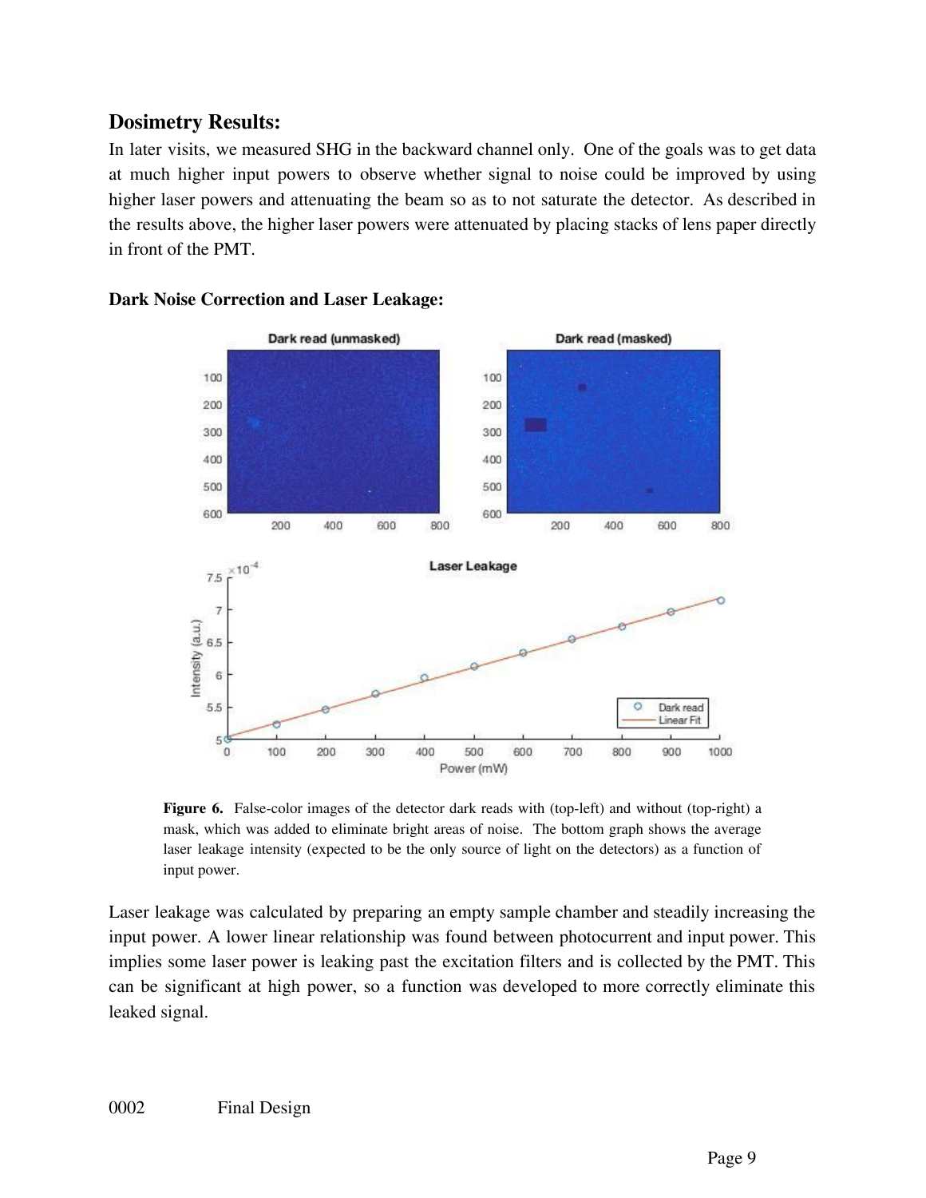## Dosimetry Results:

In later visits, we measured SHG in the backward channel only. One of the goals was to get data at much higher input powers to observe whether signal to noise could be improved by using higher laser powers and attenuating the beam so as to not saturate the detector. As described in the results above, the higher laser powers were attenuated by placing stacks of lens paper directly in front of the PMT.

### Dark Noise Correction and Laser Leakage:

**Figure 6.** False-color images of the detector dark reads with (top-left) and without (top-right) a mask, which was added to eliminate bright areas of noise. The bottom graph shows the average laser leakage intensity (expected to be the only source of light on the detectors) as a function of input power.

Laser leakage was calculated by preparing an empty sample chamber and steadily increasing the input power. A lower linear relationship was found between photocurrent and input power. This implies some laser power is leaking past the excitation filters and is collected by the PMT. This can be significant at high power, so a function was developed to more correctly eliminate this leaked signal.

0002 Final Design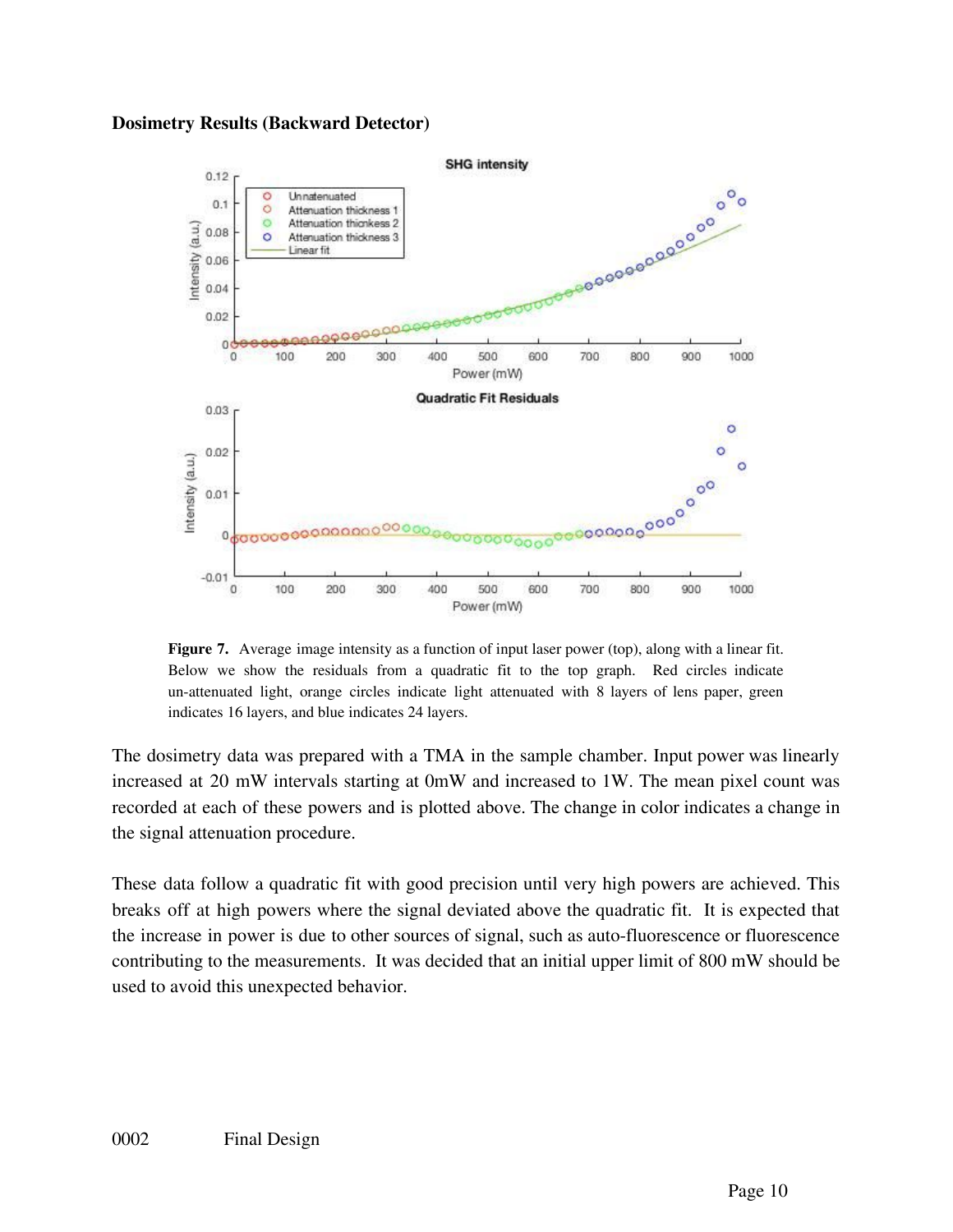### Dosimetry Results (Backward Detector)

**Figure 7.** Average image intensity as a function of input laser power (top), along with a linear fit. Below we show the residuals from a quadratic fit to the top graph. Red circles indicate un-attenuated light, orange circles indicate light attenuated with 8 layers of lens paper, green indicates 16 layers, and blue indicates 24 layers.

The dosimetry data was prepared with a TMA in the sample chamber. Input power was linearly increased at 20 mW intervals starting at 0mW and increased to 1W. The mean pixel count was recorded at each of these powers and is plotted above. The change in color indicates a change in the signal attenuation procedure.

These data follow a quadratic fit with good precision until very high powers are achieved. This breaks off at high powers where the signal deviated above the quadratic fit. It is expected that the increase in power is due to other sources of signal, such as auto-fluorescence or fluorescence contributing to the measurements. It was decided that an initial upper limit of 800 mW should be used to avoid this unexpected behavior.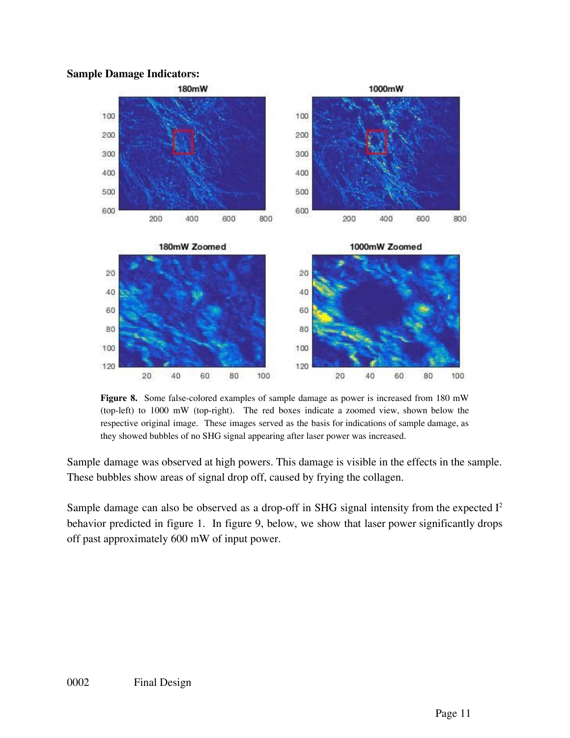**Sample Damage Indicators:**

**Figure 8.** Some false-colored examples of sample damage as power is increased from 180 mW (top-left) to 1000 mW (top-right). The red boxes indicate a zoomed view, shown below the respective original image. These images served as the basis for indications of sample damage, as they showed bubbles of no SHG signal appearing after laser power was increased.

Sample damage was observed at high powers. This damage is visible in the effects in the sample. These bubbles show areas of signal drop off, caused by frying the collagen.

Sample damage can also be observed as a drop-off in SHG signal intensity from the expected $I^2$ behavior predicted in figure 1. In figure 9, below, we show that laser power significantly drops off past approximately 600 mW of input power.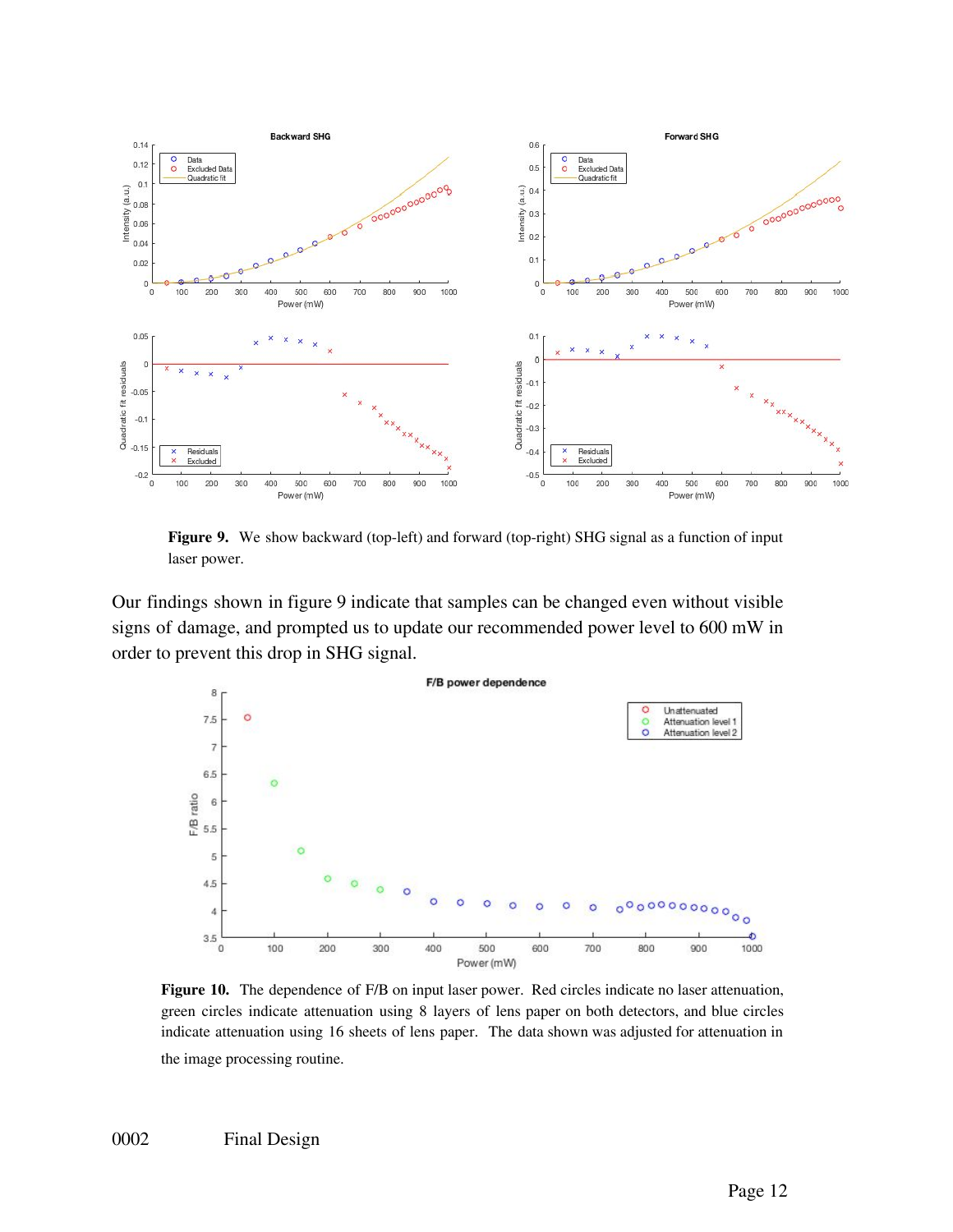**Figure 9.** We show backward (top-left) and forward (top-right) SHG signal as a function of input laser power.

Our findings shown in figure 9 indicate that samples can be changed even without visible signs of damage, and prompted us to update our recommended power level to 600 mW in order to prevent this drop in SHG signal.

**Figure 10.** The dependence of F/B on input laser power. Red circles indicate no laser attenuation, green circles indicate attenuation using 8 layers of lens paper on both detectors, and blue circles indicate attenuation using 16 sheets of lens paper. The data shown was adjusted for attenuation in the image processing routine.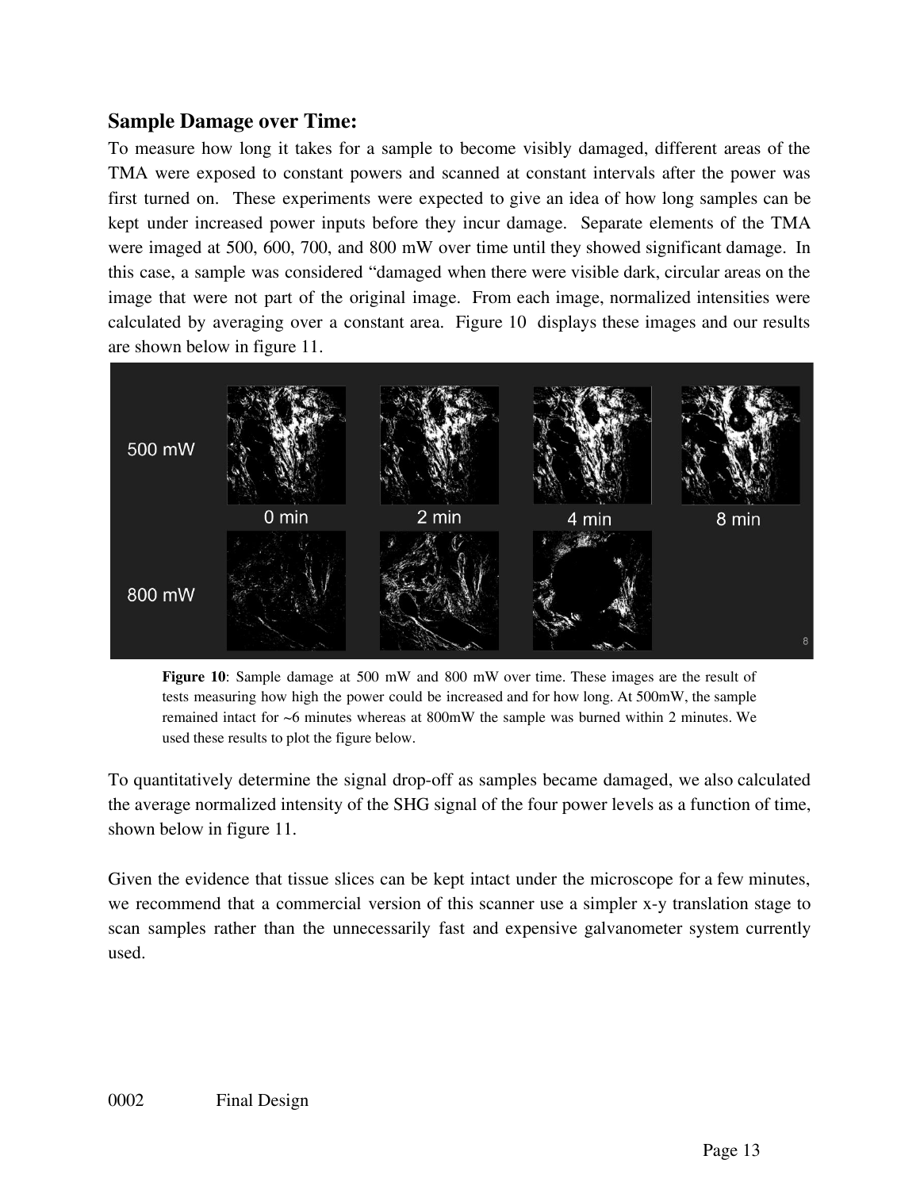## Sample Damage over Time:

To measure how long it takes for a sample to become visibly damaged, different areas of the TMA were exposed to constant powers and scanned at constant intervals after the power was first turned on. These experiments were expected to give an idea of how long samples can be kept under increased power inputs before they incur damage. Separate elements of the TMA were imaged at 500, 600, 700, and 800 mW over time until they showed significant damage. In this case, a sample was considered "damaged when there were visible dark, circular areas on the image that were not part of the original image. From each image, normalized intensities were calculated by averaging over a constant area. Figure 10 displays these images and our results are shown below in figure 11.

**Figure 10**: Sample damage at 500 mW and 800 mW over time. These images are the result of tests measuring how high the power could be increased and for how long. At 500mW, the sample remained intact for ~6 minutes whereas at 800mW the sample was burned within 2 minutes. We used these results to plot the figure below.

To quantitatively determine the signal drop-off as samples became damaged, we also calculated the average normalized intensity of the SHG signal of the four power levels as a function of time, shown below in figure 11.

Given the evidence that tissue slices can be kept intact under the microscope for a few minutes, we recommend that a commercial version of this scanner use a simpler x-y translation stage to scan samples rather than the unnecessarily fast and expensive galvanometer system currently used.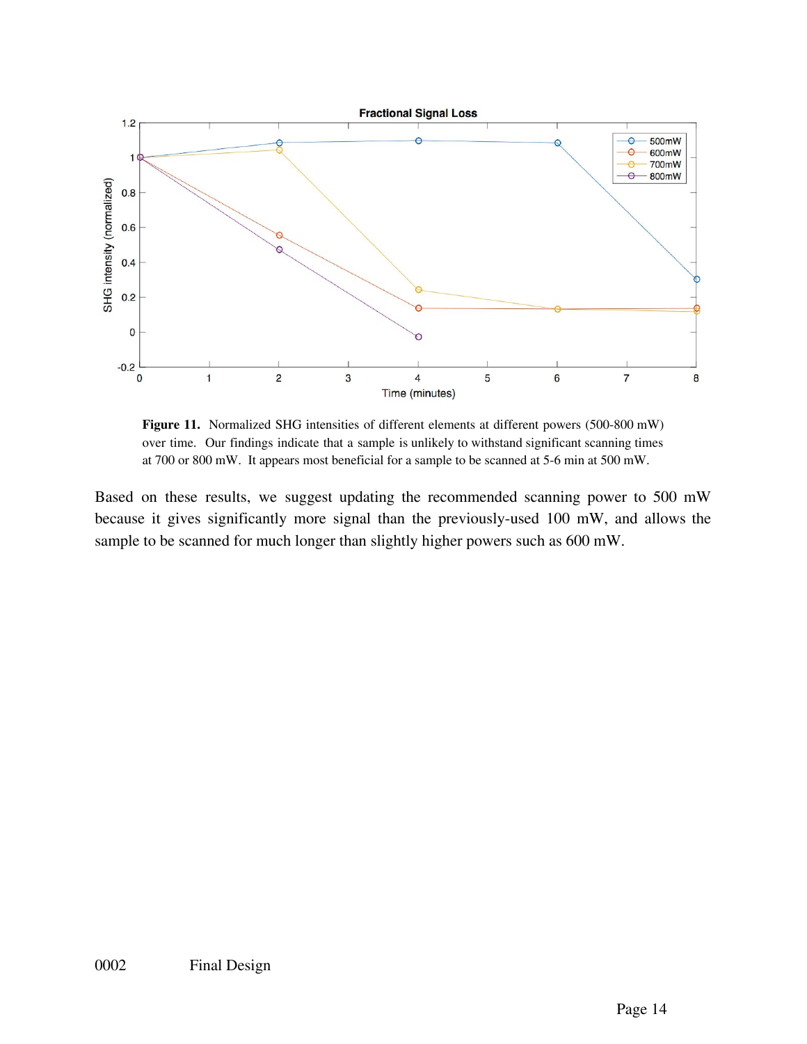**Figure 11.** Normalized SHG intensities of different elements at different powers (500-800 mW) over time. Our findings indicate that a sample is unlikely to withstand significant scanning times at 700 or 800 mW. It appears most beneficial for a sample to be scanned at 5-6 min at 500 mW.

Based on these results, we suggest updating the recommended scanning power to 500 mW because it gives significantly more signal than the previously-used 100 mW, and allows the sample to be scanned for much longer than slightly higher powers such as 600 mW.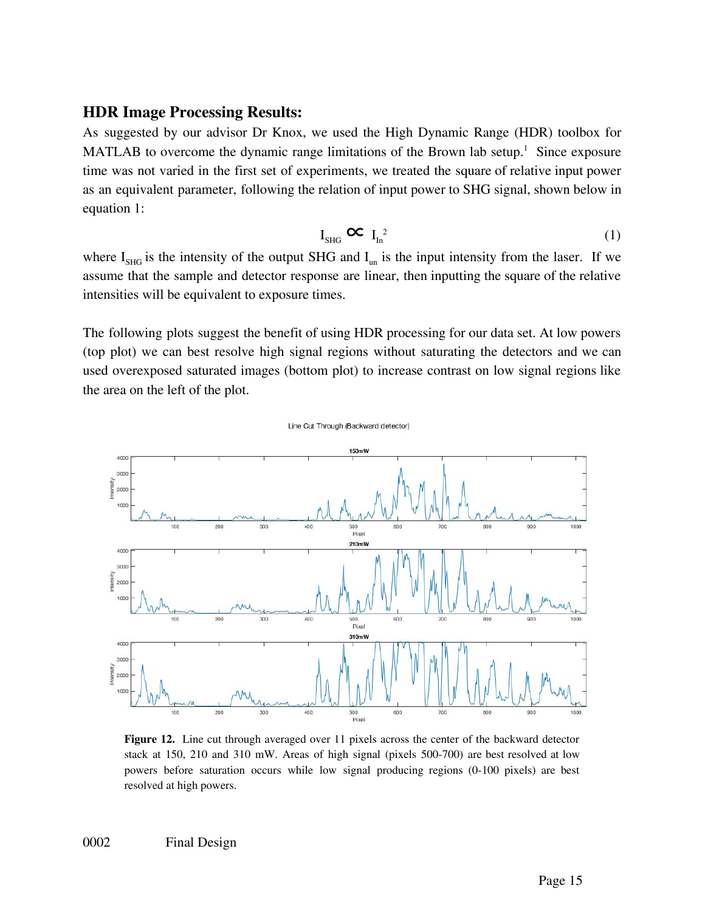## HDR Image Processing Results:

As suggested by our advisor Dr Knox, we used the High Dynamic Range (HDR) toolbox for MATLAB to overcome the dynamic range limitations of the Brown lab setup.[1] Since exposure time was not varied in the first set of experiments, we treated the square of relative input power as an equivalent parameter, following the relation of input power to SHG signal, shown below in equation 1:

$$I_{SHG} \propto I_{In}^2 \tag{1}$$

where $I_{SHG}$ is the intensity of the output SHG and $I_{un}$ is the input intensity from the laser. If we assume that the sample and detector response are linear, then inputting the square of the relative intensities will be equivalent to exposure times.

The following plots suggest the benefit of using HDR processing for our data set. At low powers (top plot) we can best resolve high signal regions without saturating the detectors and we can used overexposed saturated images (bottom plot) to increase contrast on low signal regions like the area on the left of the plot.

**Figure 12.** Line cut through averaged over 11 pixels across the center of the backward detector stack at 150, 210 and 310 mW. Areas of high signal (pixels 500-700) are best resolved at low powers before saturation occurs while low signal producing regions (0-100 pixels) are best resolved at high powers.

0002 Final Design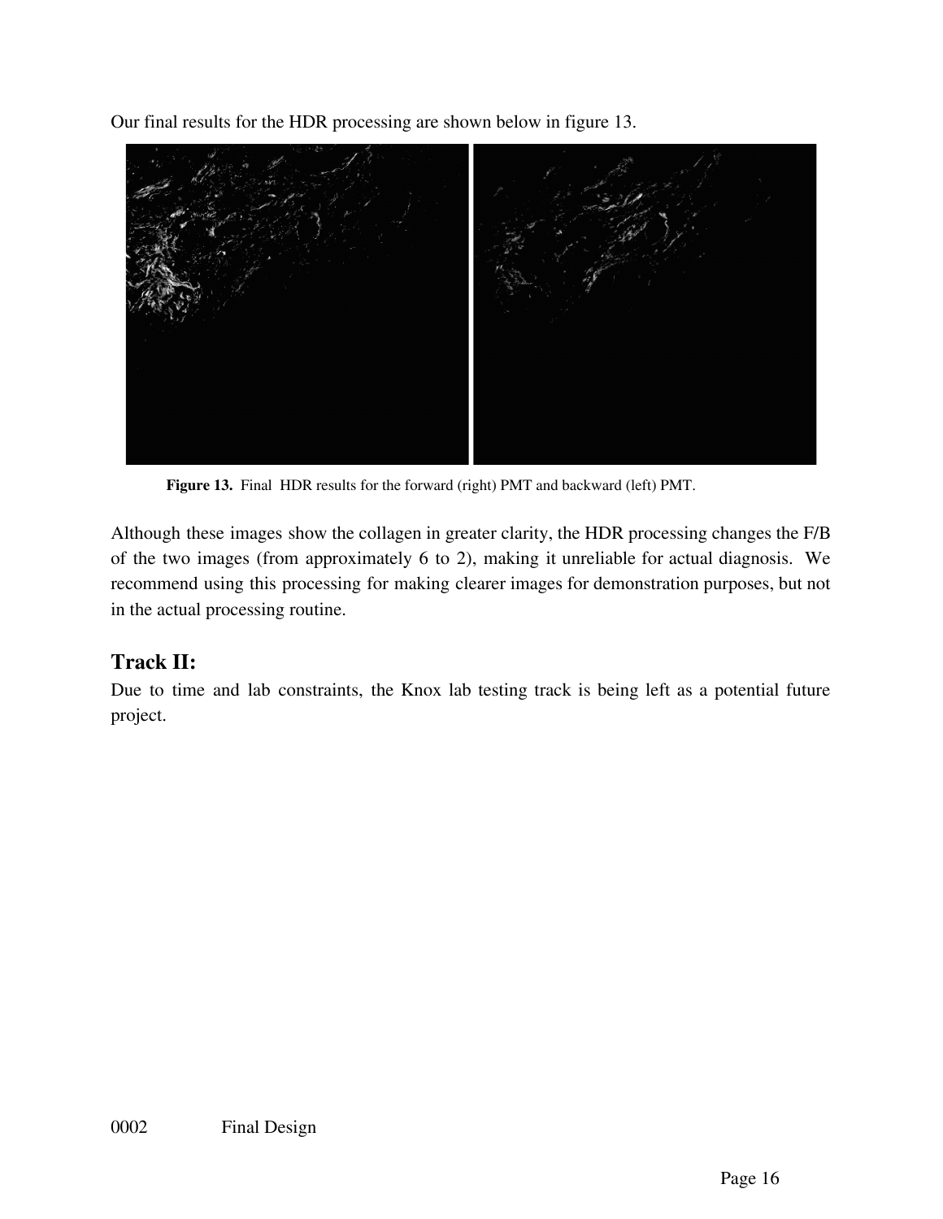Our final results for the HDR processing are shown below in figure 13.

**Figure 13.** Final HDR results for the forward (right) PMT and backward (left) PMT.

Although these images show the collagen in greater clarity, the HDR processing changes the F/B of the two images (from approximately 6 to 2), making it unreliable for actual diagnosis. We recommend using this processing for making clearer images for demonstration purposes, but not in the actual processing routine.

## Track II:

Due to time and lab constraints, the Knox lab testing track is being left as a potential future project.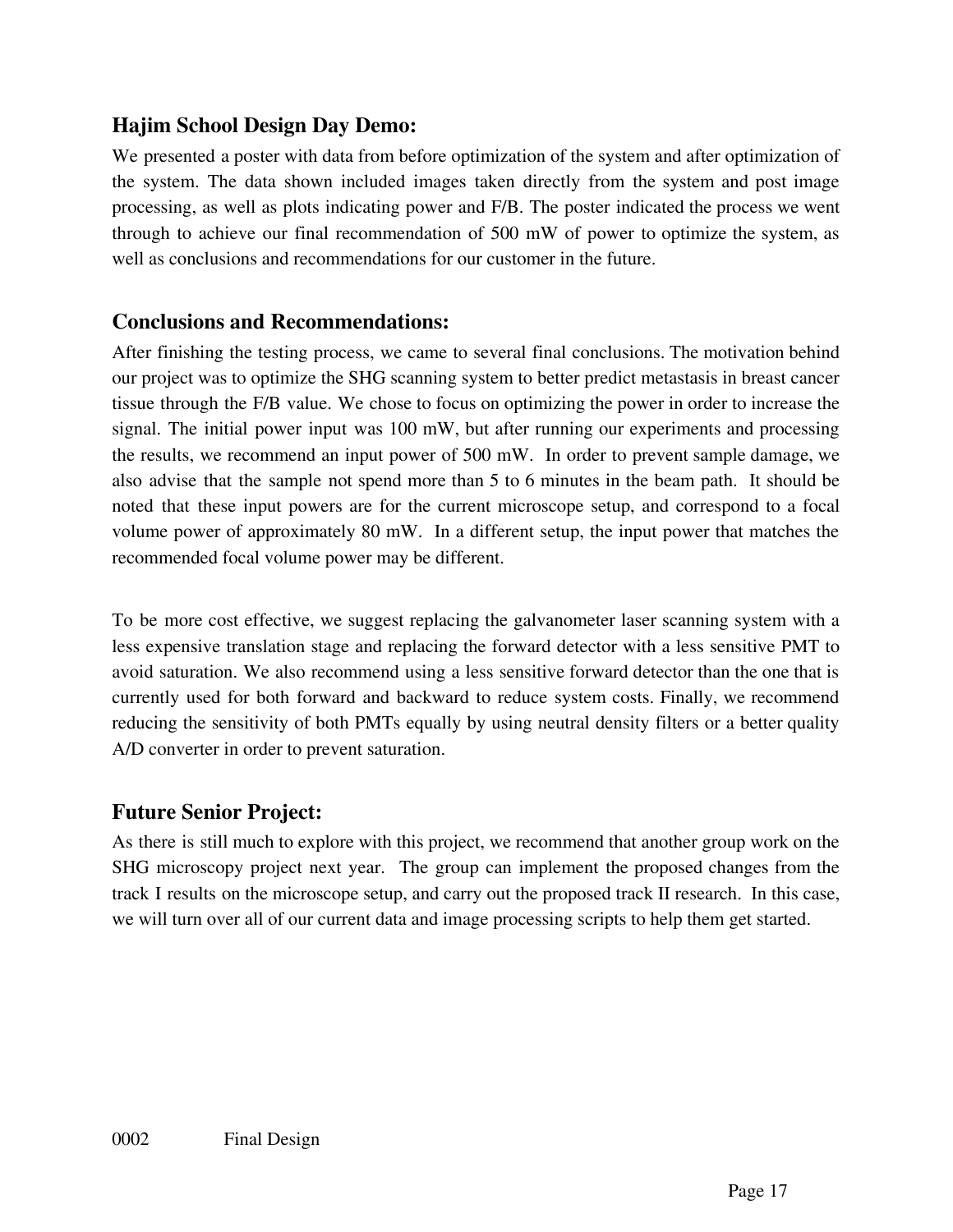### Hajim School Design Day Demo:

We presented a poster with data from before optimization of the system and after optimization of the system. The data shown included images taken directly from the system and post image processing, as well as plots indicating power and F/B. The poster indicated the process we went through to achieve our final recommendation of 500 mW of power to optimize the system, as well as conclusions and recommendations for our customer in the future.

### Conclusions and Recommendations:

After finishing the testing process, we came to several final conclusions. The motivation behind our project was to optimize the SHG scanning system to better predict metastasis in breast cancer tissue through the F/B value. We chose to focus on optimizing the power in order to increase the signal. The initial power input was 100 mW, but after running our experiments and processing the results, we recommend an input power of 500 mW. In order to prevent sample damage, we also advise that the sample not spend more than 5 to 6 minutes in the beam path. It should be noted that these input powers are for the current microscope setup, and correspond to a focal volume power of approximately 80 mW. In a different setup, the input power that matches the recommended focal volume power may be different.

To be more cost effective, we suggest replacing the galvanometer laser scanning system with a less expensive translation stage and replacing the forward detector with a less sensitive PMT to avoid saturation. We also recommend using a less sensitive forward detector than the one that is currently used for both forward and backward to reduce system costs. Finally, we recommend reducing the sensitivity of both PMTs equally by using neutral density filters or a better quality A/D converter in order to prevent saturation.

### Future Senior Project:

As there is still much to explore with this project, we recommend that another group work on the SHG microscopy project next year. The group can implement the proposed changes from the track I results on the microscope setup, and carry out the proposed track II research. In this case, we will turn over all of our current data and image processing scripts to help them get started.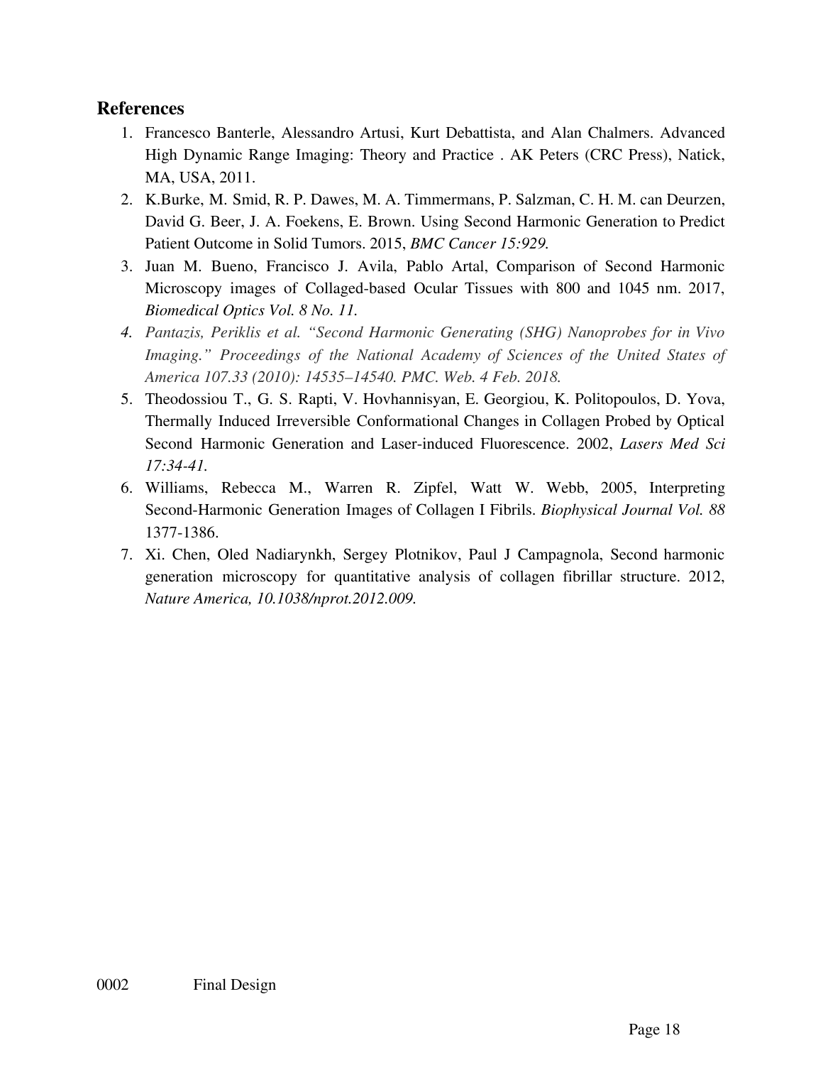## References

1. Francesco Banterle, Alessandro Artusi, Kurt Debattista, and Alan Chalmers. Advanced High Dynamic Range Imaging: Theory and Practice . AK Peters (CRC Press), Natick, MA, USA, 2011.
2. K.Burke, M. Smid, R. P. Dawes, M. A. Timmermans, P. Salzman, C. H. M. can Deurzen, David G. Beer, J. A. Foekens, E. Brown. Using Second Harmonic Generation to Predict Patient Outcome in Solid Tumors. 2015, *BMC Cancer 15:929.*
3. Juan M. Bueno, Francisco J. Avila, Pablo Artal, Comparison of Second Harmonic Microscopy images of Collaged-based Ocular Tissues with 800 and 1045 nm. 2017, *Biomedical Optics Vol. 8 No. 11.*
4. *Pantazis, Periklis et al. "Second Harmonic Generating (SHG) Nanoprobes for in Vivo Imaging." Proceedings of the National Academy of Sciences of the United States of America 107.33 (2010): 14535–14540. PMC. Web. 4 Feb. 2018.*
5. Theodossiou T., G. S. Rapti, V. Hovhannisyan, E. Georgiou, K. Politopoulos, D. Yova, Thermally Induced Irreversible Conformational Changes in Collagen Probed by Optical Second Harmonic Generation and Laser-induced Fluorescence. 2002, *Lasers Med Sci 17:34-41.*
6. Williams, Rebecca M., Warren R. Zipfel, Watt W. Webb, 2005, Interpreting Second-Harmonic Generation Images of Collagen I Fibrils. *Biophysical Journal Vol. 88* 1377-1386.
7. Xi. Chen, Oled Nadiarynkh, Sergey Plotnikov, Paul J Campagnola, Second harmonic generation microscopy for quantitative analysis of collagen fibrillar structure. 2012, *Nature America, 10.1038/nprot.2012.009.*